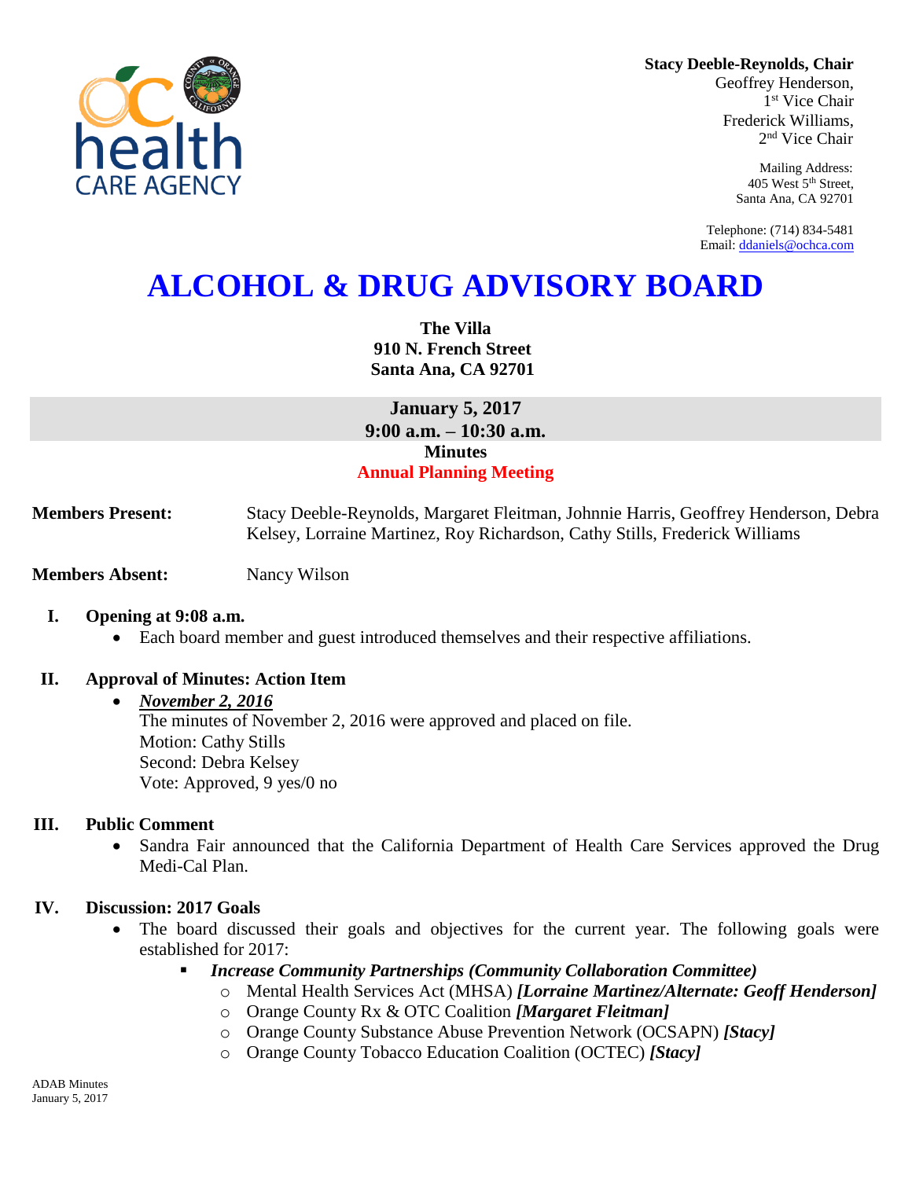**Stacy Deeble-Reynolds, Chair**
Geoffrey Henderson,
1st Vice Chair
Frederick Williams,
2nd Vice Chair

Mailing Address:
405 West 5th Street,
Santa Ana, CA 92701

Telephone: (714) 834-5481
Email: ddaniels@ochca.com

# ALCOHOL & DRUG ADVISORY BOARD

**The Villa**
**910 N. French Street**
**Santa Ana, CA 92701**

**January 5, 2017**
**9:00 a.m. – 10:30 a.m.**
**Minutes**
**Annual Planning Meeting**

**Members Present:** Stacy Deeble-Reynolds, Margaret Fleitman, Johnnie Harris, Geoffrey Henderson, Debra Kelsey, Lorraine Martinez, Roy Richardson, Cathy Stills, Frederick Williams

**Members Absent:** Nancy Wilson

## I. Opening at 9:08 a.m.

- Each board member and guest introduced themselves and their respective affiliations.

## II. Approval of Minutes: Action Item

- ***November 2, 2016***
  The minutes of November 2, 2016 were approved and placed on file.
  Motion: Cathy Stills
  Second: Debra Kelsey
  Vote: Approved, 9 yes/0 no

## III. Public Comment

- Sandra Fair announced that the California Department of Health Care Services approved the Drug Medi-Cal Plan.

## IV. Discussion: 2017 Goals

- The board discussed their goals and objectives for the current year. The following goals were established for 2017:
  - ***Increase Community Partnerships (Community Collaboration Committee)***
    - Mental Health Services Act (MHSA) ***[Lorraine Martinez/Alternate: Geoff Henderson]***
    - Orange County Rx & OTC Coalition ***[Margaret Fleitman]***
    - Orange County Substance Abuse Prevention Network (OCSAPN) ***[Stacy]***
    - Orange County Tobacco Education Coalition (OCTEC) ***[Stacy]***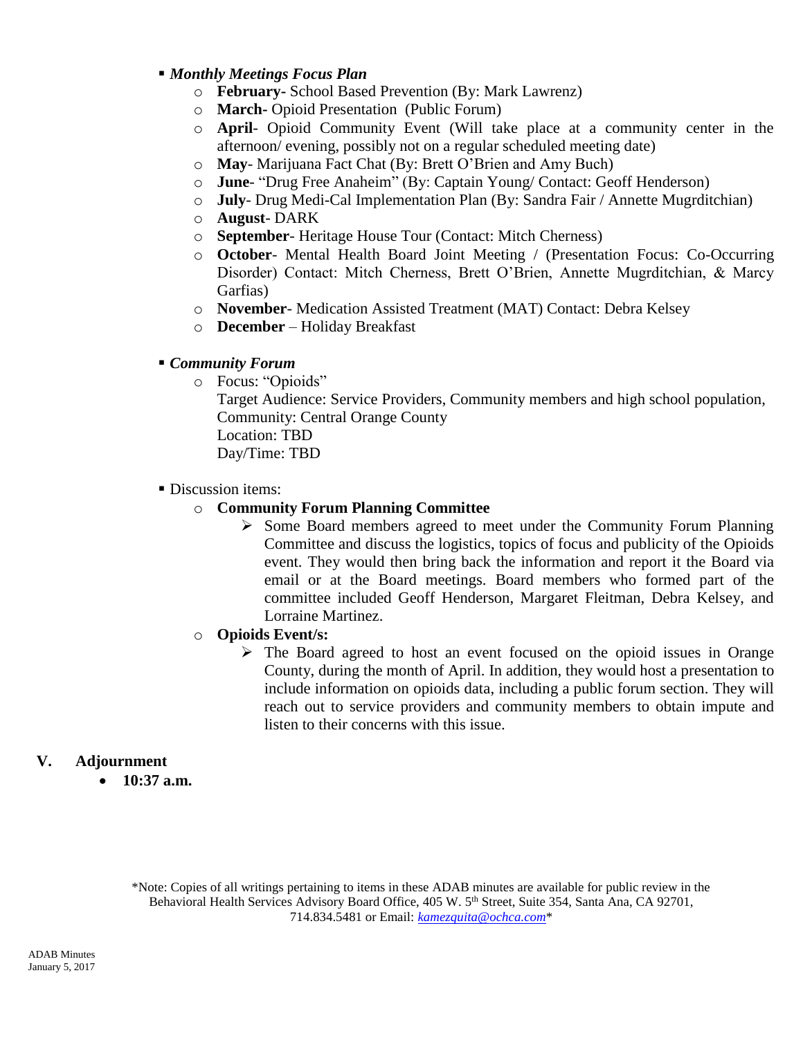- ***Monthly Meetings Focus Plan***
  - **February-** School Based Prevention (By: Mark Lawrenz)
  - **March-** Opioid Presentation (Public Forum)
  - **April**- Opioid Community Event (Will take place at a community center in the afternoon/ evening, possibly not on a regular scheduled meeting date)
  - **May**- Marijuana Fact Chat (By: Brett O'Brien and Amy Buch)
  - **June**- "Drug Free Anaheim" (By: Captain Young/ Contact: Geoff Henderson)
  - **July**- Drug Medi-Cal Implementation Plan (By: Sandra Fair / Annette Mugrditchian)
  - **August**- DARK
  - **September**- Heritage House Tour (Contact: Mitch Cherness)
  - **October**- Mental Health Board Joint Meeting / (Presentation Focus: Co-Occurring Disorder) Contact: Mitch Cherness, Brett O'Brien, Annette Mugrditchian, & Marcy Garfias)
  - **November**- Medication Assisted Treatment (MAT) Contact: Debra Kelsey
  - **December** – Holiday Breakfast

- ***Community Forum***
  - Focus: "Opioids"
    Target Audience: Service Providers, Community members and high school population,
    Community: Central Orange County
    Location: TBD
    Day/Time: TBD

- Discussion items:
  - **Community Forum Planning Committee**
    - Some Board members agreed to meet under the Community Forum Planning Committee and discuss the logistics, topics of focus and publicity of the Opioids event. They would then bring back the information and report it the Board via email or at the Board meetings. Board members who formed part of the committee included Geoff Henderson, Margaret Fleitman, Debra Kelsey, and Lorraine Martinez.
  - **Opioids Event/s:**
    - The Board agreed to host an event focused on the opioid issues in Orange County, during the month of April. In addition, they would host a presentation to include information on opioids data, including a public forum section. They will reach out to service providers and community members to obtain impute and listen to their concerns with this issue.

## V. Adjournment

- **10:37 a.m.**

\*Note: Copies of all writings pertaining to items in these ADAB minutes are available for public review in the Behavioral Health Services Advisory Board Office, 405 W. 5th Street, Suite 354, Santa Ana, CA 92701, 714.834.5481 or Email: *kamezquita@ochca.com*\*